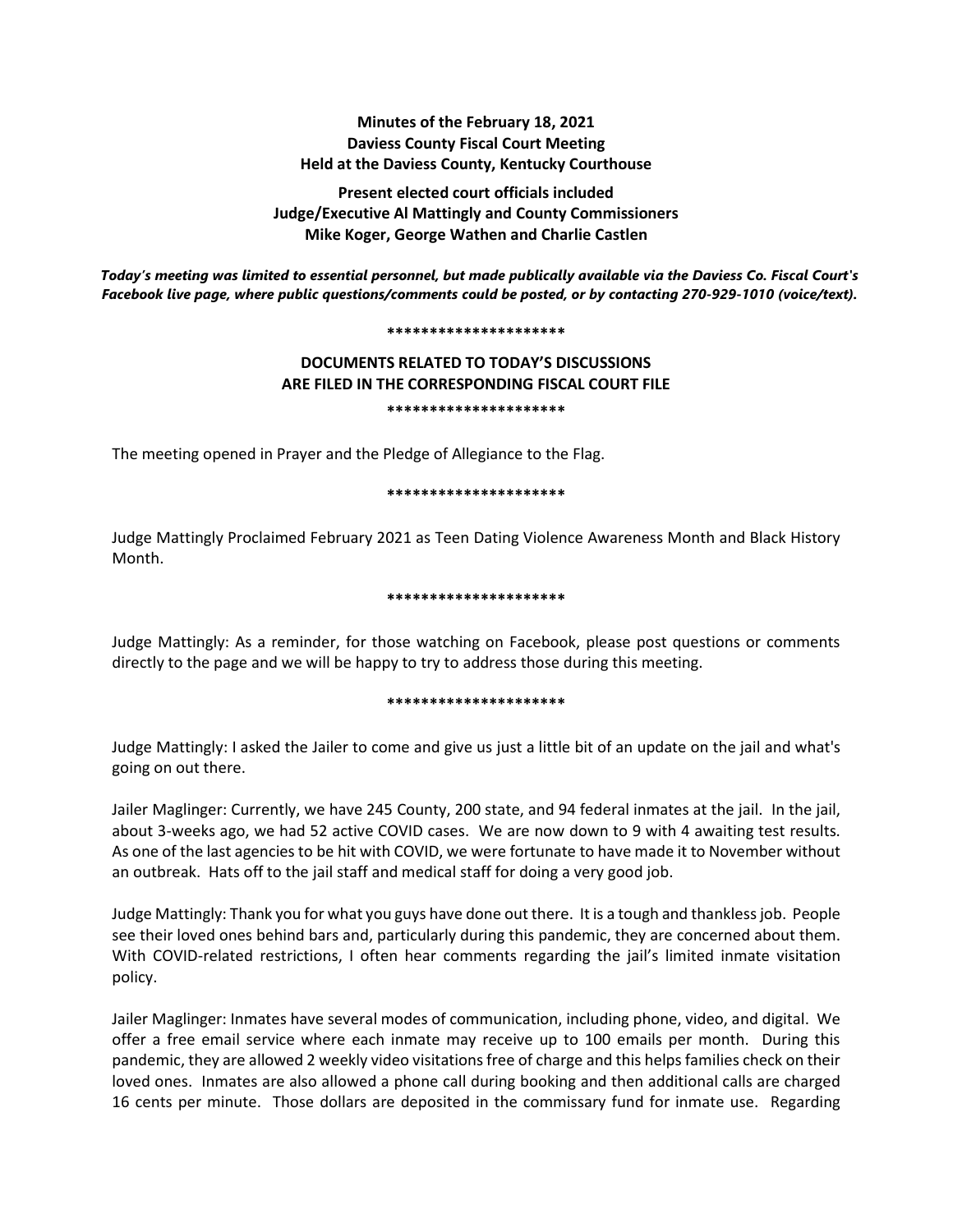**Minutes of the February 18, 2021**
**Daviess County Fiscal Court Meeting**
**Held at the Daviess County, Kentucky Courthouse**

**Present elected court officials included**
**Judge/Executive Al Mattingly and County Commissioners**
**Mike Koger, George Wathen and Charlie Castlen**

***Today's meeting was limited to essential personnel, but made publically available via the Daviess Co. Fiscal Court's Facebook live page, where public questions/comments could be posted, or by contacting 270-929-1010 (voice/text).***

**********************

**DOCUMENTS RELATED TO TODAY'S DISCUSSIONS**
**ARE FILED IN THE CORRESPONDING FISCAL COURT FILE**

**********************

The meeting opened in Prayer and the Pledge of Allegiance to the Flag.

**********************

Judge Mattingly Proclaimed February 2021 as Teen Dating Violence Awareness Month and Black History Month.

**********************

Judge Mattingly: As a reminder, for those watching on Facebook, please post questions or comments directly to the page and we will be happy to try to address those during this meeting.

**********************

Judge Mattingly: I asked the Jailer to come and give us just a little bit of an update on the jail and what's going on out there.

Jailer Maglinger: Currently, we have 245 County, 200 state, and 94 federal inmates at the jail. In the jail, about 3-weeks ago, we had 52 active COVID cases. We are now down to 9 with 4 awaiting test results. As one of the last agencies to be hit with COVID, we were fortunate to have made it to November without an outbreak. Hats off to the jail staff and medical staff for doing a very good job.

Judge Mattingly: Thank you for what you guys have done out there. It is a tough and thankless job. People see their loved ones behind bars and, particularly during this pandemic, they are concerned about them. With COVID-related restrictions, I often hear comments regarding the jail's limited inmate visitation policy.

Jailer Maglinger: Inmates have several modes of communication, including phone, video, and digital. We offer a free email service where each inmate may receive up to 100 emails per month. During this pandemic, they are allowed 2 weekly video visitations free of charge and this helps families check on their loved ones. Inmates are also allowed a phone call during booking and then additional calls are charged 16 cents per minute. Those dollars are deposited in the commissary fund for inmate use. Regarding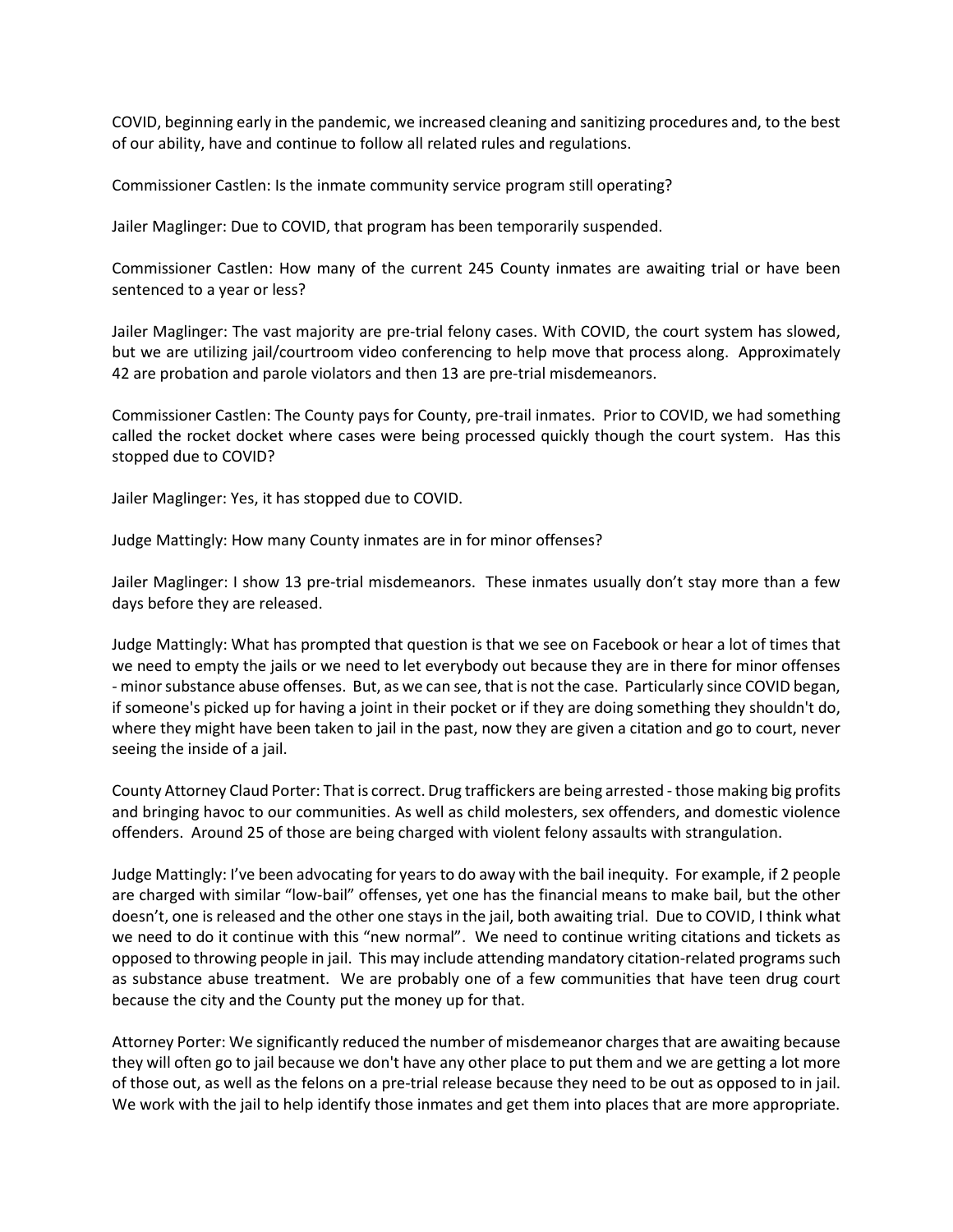COVID, beginning early in the pandemic, we increased cleaning and sanitizing procedures and, to the best of our ability, have and continue to follow all related rules and regulations.

Commissioner Castlen: Is the inmate community service program still operating?

Jailer Maglinger: Due to COVID, that program has been temporarily suspended.

Commissioner Castlen: How many of the current 245 County inmates are awaiting trial or have been sentenced to a year or less?

Jailer Maglinger: The vast majority are pre-trial felony cases. With COVID, the court system has slowed, but we are utilizing jail/courtroom video conferencing to help move that process along. Approximately 42 are probation and parole violators and then 13 are pre-trial misdemeanors.

Commissioner Castlen: The County pays for County, pre-trail inmates. Prior to COVID, we had something called the rocket docket where cases were being processed quickly though the court system. Has this stopped due to COVID?

Jailer Maglinger: Yes, it has stopped due to COVID.

Judge Mattingly: How many County inmates are in for minor offenses?

Jailer Maglinger: I show 13 pre-trial misdemeanors. These inmates usually don't stay more than a few days before they are released.

Judge Mattingly: What has prompted that question is that we see on Facebook or hear a lot of times that we need to empty the jails or we need to let everybody out because they are in there for minor offenses - minor substance abuse offenses. But, as we can see, that is not the case. Particularly since COVID began, if someone's picked up for having a joint in their pocket or if they are doing something they shouldn't do, where they might have been taken to jail in the past, now they are given a citation and go to court, never seeing the inside of a jail.

County Attorney Claud Porter: That is correct. Drug traffickers are being arrested - those making big profits and bringing havoc to our communities. As well as child molesters, sex offenders, and domestic violence offenders. Around 25 of those are being charged with violent felony assaults with strangulation.

Judge Mattingly: I've been advocating for years to do away with the bail inequity. For example, if 2 people are charged with similar "low-bail" offenses, yet one has the financial means to make bail, but the other doesn't, one is released and the other one stays in the jail, both awaiting trial. Due to COVID, I think what we need to do it continue with this "new normal". We need to continue writing citations and tickets as opposed to throwing people in jail. This may include attending mandatory citation-related programs such as substance abuse treatment. We are probably one of a few communities that have teen drug court because the city and the County put the money up for that.

Attorney Porter: We significantly reduced the number of misdemeanor charges that are awaiting because they will often go to jail because we don't have any other place to put them and we are getting a lot more of those out, as well as the felons on a pre-trial release because they need to be out as opposed to in jail. We work with the jail to help identify those inmates and get them into places that are more appropriate.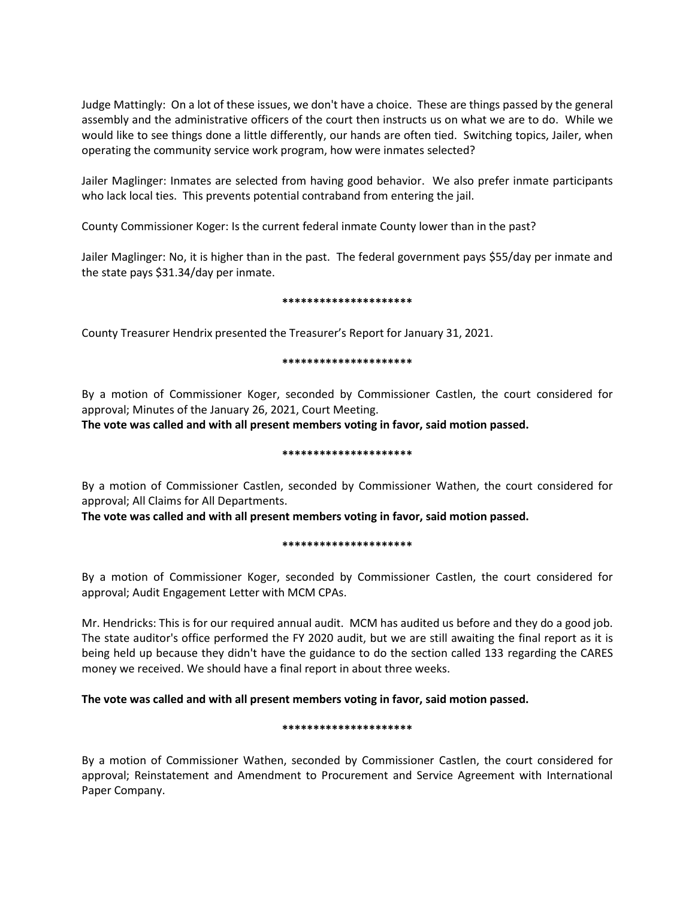Judge Mattingly: On a lot of these issues, we don't have a choice. These are things passed by the general assembly and the administrative officers of the court then instructs us on what we are to do. While we would like to see things done a little differently, our hands are often tied. Switching topics, Jailer, when operating the community service work program, how were inmates selected?

Jailer Maglinger: Inmates are selected from having good behavior. We also prefer inmate participants who lack local ties. This prevents potential contraband from entering the jail.

County Commissioner Koger: Is the current federal inmate County lower than in the past?

Jailer Maglinger: No, it is higher than in the past. The federal government pays $55/day per inmate and the state pays $31.34/day per inmate.

*********************

County Treasurer Hendrix presented the Treasurer's Report for January 31, 2021.

*********************

By a motion of Commissioner Koger, seconded by Commissioner Castlen, the court considered for approval; Minutes of the January 26, 2021, Court Meeting.
**The vote was called and with all present members voting in favor, said motion passed.**

*********************

By a motion of Commissioner Castlen, seconded by Commissioner Wathen, the court considered for approval; All Claims for All Departments.
**The vote was called and with all present members voting in favor, said motion passed.**

*********************

By a motion of Commissioner Koger, seconded by Commissioner Castlen, the court considered for approval; Audit Engagement Letter with MCM CPAs.

Mr. Hendricks: This is for our required annual audit. MCM has audited us before and they do a good job. The state auditor's office performed the FY 2020 audit, but we are still awaiting the final report as it is being held up because they didn't have the guidance to do the section called 133 regarding the CARES money we received. We should have a final report in about three weeks.

**The vote was called and with all present members voting in favor, said motion passed.**

*********************

By a motion of Commissioner Wathen, seconded by Commissioner Castlen, the court considered for approval; Reinstatement and Amendment to Procurement and Service Agreement with International Paper Company.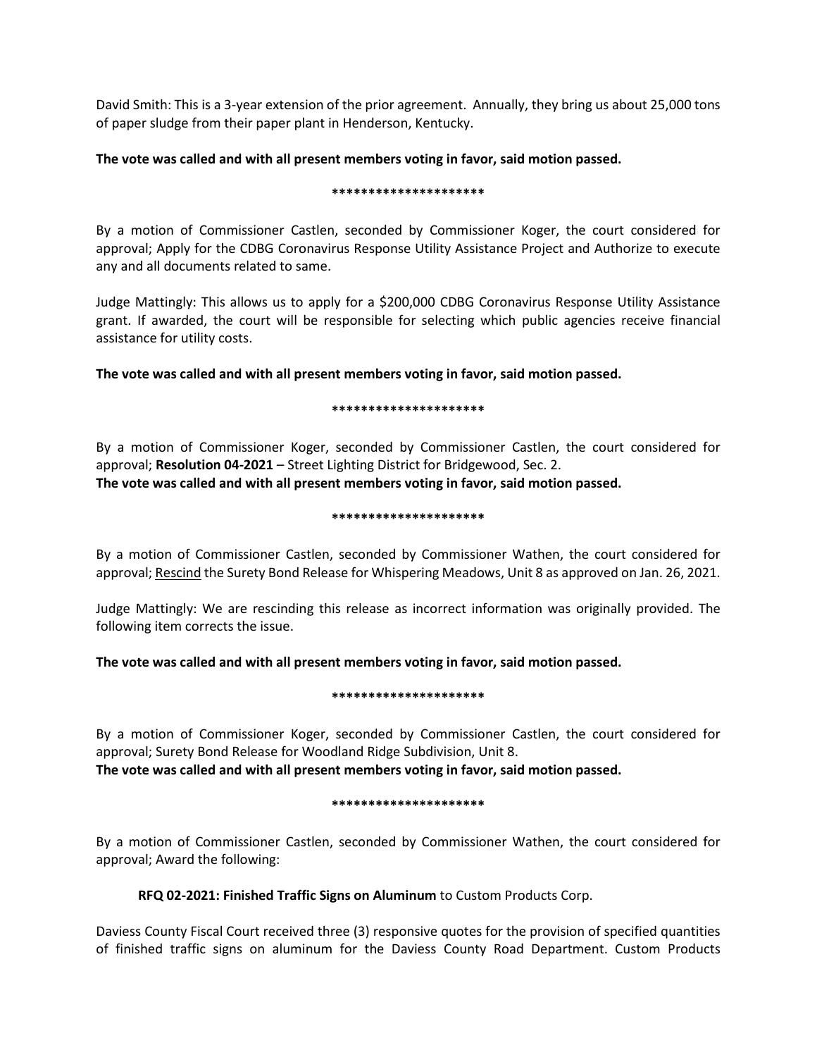David Smith: This is a 3-year extension of the prior agreement. Annually, they bring us about 25,000 tons of paper sludge from their paper plant in Henderson, Kentucky.

**The vote was called and with all present members voting in favor, said motion passed.**

**********************

By a motion of Commissioner Castlen, seconded by Commissioner Koger, the court considered for approval; Apply for the CDBG Coronavirus Response Utility Assistance Project and Authorize to execute any and all documents related to same.

Judge Mattingly: This allows us to apply for a $200,000 CDBG Coronavirus Response Utility Assistance grant. If awarded, the court will be responsible for selecting which public agencies receive financial assistance for utility costs.

**The vote was called and with all present members voting in favor, said motion passed.**

**********************

By a motion of Commissioner Koger, seconded by Commissioner Castlen, the court considered for approval; **Resolution 04-2021** – Street Lighting District for Bridgewood, Sec. 2.
**The vote was called and with all present members voting in favor, said motion passed.**

**********************

By a motion of Commissioner Castlen, seconded by Commissioner Wathen, the court considered for approval; Rescind the Surety Bond Release for Whispering Meadows, Unit 8 as approved on Jan. 26, 2021.

Judge Mattingly: We are rescinding this release as incorrect information was originally provided. The following item corrects the issue.

**The vote was called and with all present members voting in favor, said motion passed.**

**********************

By a motion of Commissioner Koger, seconded by Commissioner Castlen, the court considered for approval; Surety Bond Release for Woodland Ridge Subdivision, Unit 8.
**The vote was called and with all present members voting in favor, said motion passed.**

**********************

By a motion of Commissioner Castlen, seconded by Commissioner Wathen, the court considered for approval; Award the following:

**RFQ 02-2021: Finished Traffic Signs on Aluminum** to Custom Products Corp.

Daviess County Fiscal Court received three (3) responsive quotes for the provision of specified quantities of finished traffic signs on aluminum for the Daviess County Road Department. Custom Products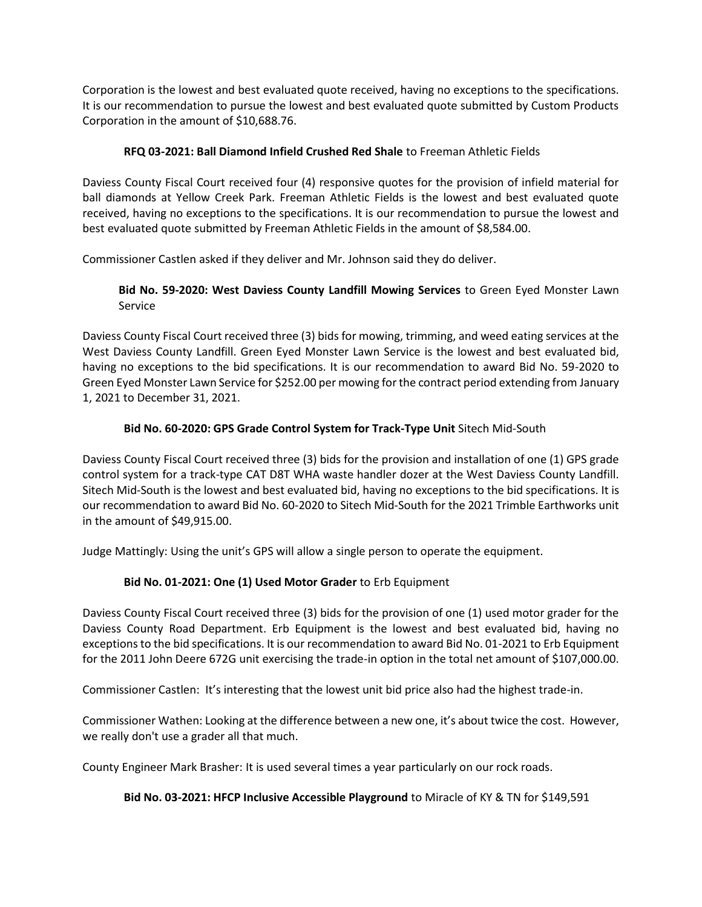Corporation is the lowest and best evaluated quote received, having no exceptions to the specifications. It is our recommendation to pursue the lowest and best evaluated quote submitted by Custom Products Corporation in the amount of $10,688.76.

**RFQ 03-2021: Ball Diamond Infield Crushed Red Shale** to Freeman Athletic Fields

Daviess County Fiscal Court received four (4) responsive quotes for the provision of infield material for ball diamonds at Yellow Creek Park. Freeman Athletic Fields is the lowest and best evaluated quote received, having no exceptions to the specifications. It is our recommendation to pursue the lowest and best evaluated quote submitted by Freeman Athletic Fields in the amount of $8,584.00.

Commissioner Castlen asked if they deliver and Mr. Johnson said they do deliver.

**Bid No. 59-2020: West Daviess County Landfill Mowing Services** to Green Eyed Monster Lawn Service

Daviess County Fiscal Court received three (3) bids for mowing, trimming, and weed eating services at the West Daviess County Landfill. Green Eyed Monster Lawn Service is the lowest and best evaluated bid, having no exceptions to the bid specifications. It is our recommendation to award Bid No. 59-2020 to Green Eyed Monster Lawn Service for $252.00 per mowing for the contract period extending from January 1, 2021 to December 31, 2021.

**Bid No. 60-2020: GPS Grade Control System for Track-Type Unit** Sitech Mid-South

Daviess County Fiscal Court received three (3) bids for the provision and installation of one (1) GPS grade control system for a track-type CAT D8T WHA waste handler dozer at the West Daviess County Landfill. Sitech Mid-South is the lowest and best evaluated bid, having no exceptions to the bid specifications. It is our recommendation to award Bid No. 60-2020 to Sitech Mid-South for the 2021 Trimble Earthworks unit in the amount of $49,915.00.

Judge Mattingly: Using the unit's GPS will allow a single person to operate the equipment.

**Bid No. 01-2021: One (1) Used Motor Grader** to Erb Equipment

Daviess County Fiscal Court received three (3) bids for the provision of one (1) used motor grader for the Daviess County Road Department. Erb Equipment is the lowest and best evaluated bid, having no exceptions to the bid specifications. It is our recommendation to award Bid No. 01-2021 to Erb Equipment for the 2011 John Deere 672G unit exercising the trade-in option in the total net amount of $107,000.00.

Commissioner Castlen: It's interesting that the lowest unit bid price also had the highest trade-in.

Commissioner Wathen: Looking at the difference between a new one, it's about twice the cost. However, we really don't use a grader all that much.

County Engineer Mark Brasher: It is used several times a year particularly on our rock roads.

**Bid No. 03-2021: HFCP Inclusive Accessible Playground** to Miracle of KY & TN for $149,591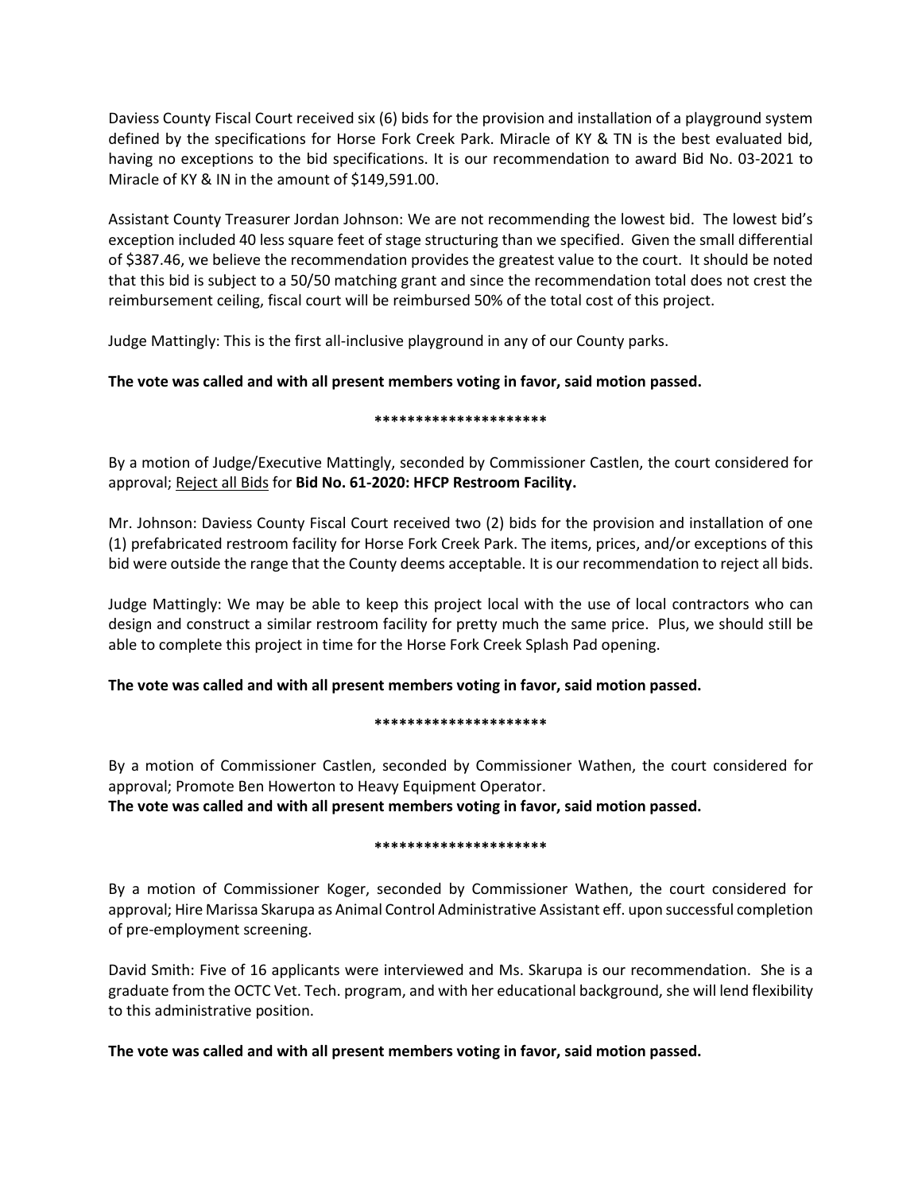Daviess County Fiscal Court received six (6) bids for the provision and installation of a playground system defined by the specifications for Horse Fork Creek Park. Miracle of KY & TN is the best evaluated bid, having no exceptions to the bid specifications. It is our recommendation to award Bid No. 03-2021 to Miracle of KY & IN in the amount of $149,591.00.

Assistant County Treasurer Jordan Johnson: We are not recommending the lowest bid. The lowest bid's exception included 40 less square feet of stage structuring than we specified. Given the small differential of $387.46, we believe the recommendation provides the greatest value to the court. It should be noted that this bid is subject to a 50/50 matching grant and since the recommendation total does not crest the reimbursement ceiling, fiscal court will be reimbursed 50% of the total cost of this project.

Judge Mattingly: This is the first all-inclusive playground in any of our County parks.

**The vote was called and with all present members voting in favor, said motion passed.**

**********************

By a motion of Judge/Executive Mattingly, seconded by Commissioner Castlen, the court considered for approval; Reject all Bids for **Bid No. 61-2020: HFCP Restroom Facility.**

Mr. Johnson: Daviess County Fiscal Court received two (2) bids for the provision and installation of one (1) prefabricated restroom facility for Horse Fork Creek Park. The items, prices, and/or exceptions of this bid were outside the range that the County deems acceptable. It is our recommendation to reject all bids.

Judge Mattingly: We may be able to keep this project local with the use of local contractors who can design and construct a similar restroom facility for pretty much the same price. Plus, we should still be able to complete this project in time for the Horse Fork Creek Splash Pad opening.

**The vote was called and with all present members voting in favor, said motion passed.**

**********************

By a motion of Commissioner Castlen, seconded by Commissioner Wathen, the court considered for approval; Promote Ben Howerton to Heavy Equipment Operator.

**The vote was called and with all present members voting in favor, said motion passed.**

**********************

By a motion of Commissioner Koger, seconded by Commissioner Wathen, the court considered for approval; Hire Marissa Skarupa as Animal Control Administrative Assistant eff. upon successful completion of pre-employment screening.

David Smith: Five of 16 applicants were interviewed and Ms. Skarupa is our recommendation. She is a graduate from the OCTC Vet. Tech. program, and with her educational background, she will lend flexibility to this administrative position.

**The vote was called and with all present members voting in favor, said motion passed.**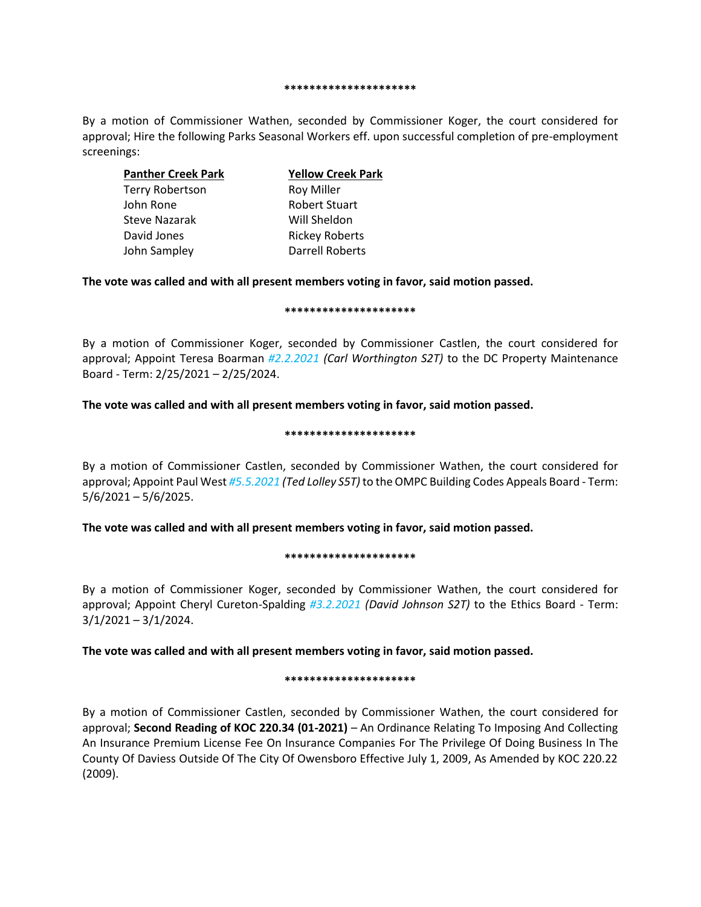*********************

By a motion of Commissioner Wathen, seconded by Commissioner Koger, the court considered for approval; Hire the following Parks Seasonal Workers eff. upon successful completion of pre-employment screenings:

| Panther Creek Park | Yellow Creek Park |
|---|---|
| Terry Robertson | Roy Miller |
| John Rone | Robert Stuart |
| Steve Nazarak | Will Sheldon |
| David Jones | Rickey Roberts |
| John Sampley | Darrell Roberts |

**The vote was called and with all present members voting in favor, said motion passed.**

*********************

By a motion of Commissioner Koger, seconded by Commissioner Castlen, the court considered for approval; Appoint Teresa Boarman *#2.2.2021* *(Carl Worthington S2T)* to the DC Property Maintenance Board - Term: 2/25/2021 – 2/25/2024.

**The vote was called and with all present members voting in favor, said motion passed.**

*********************

By a motion of Commissioner Castlen, seconded by Commissioner Wathen, the court considered for approval; Appoint Paul West *#5.5.2021* *(Ted Lolley S5T)* to the OMPC Building Codes Appeals Board - Term: 5/6/2021 – 5/6/2025.

**The vote was called and with all present members voting in favor, said motion passed.**

*********************

By a motion of Commissioner Koger, seconded by Commissioner Wathen, the court considered for approval; Appoint Cheryl Cureton-Spalding *#3.2.2021* *(David Johnson S2T)* to the Ethics Board - Term: 3/1/2021 – 3/1/2024.

**The vote was called and with all present members voting in favor, said motion passed.**

*********************

By a motion of Commissioner Castlen, seconded by Commissioner Wathen, the court considered for approval; **Second Reading of KOC 220.34 (01-2021)** – An Ordinance Relating To Imposing And Collecting An Insurance Premium License Fee On Insurance Companies For The Privilege Of Doing Business In The County Of Daviess Outside Of The City Of Owensboro Effective July 1, 2009, As Amended by KOC 220.22 (2009).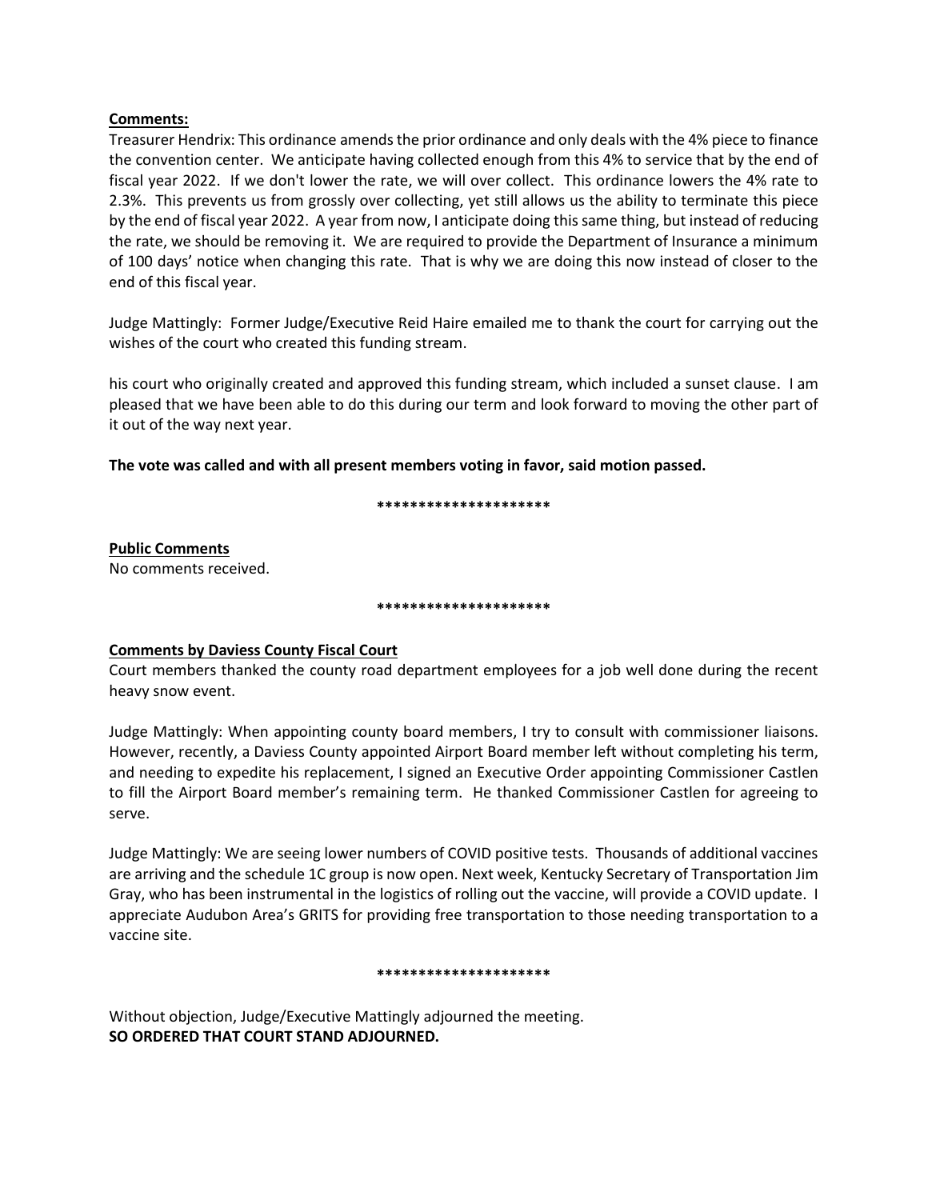**Comments:**

Treasurer Hendrix: This ordinance amends the prior ordinance and only deals with the 4% piece to finance the convention center. We anticipate having collected enough from this 4% to service that by the end of fiscal year 2022. If we don't lower the rate, we will over collect. This ordinance lowers the 4% rate to 2.3%. This prevents us from grossly over collecting, yet still allows us the ability to terminate this piece by the end of fiscal year 2022. A year from now, I anticipate doing this same thing, but instead of reducing the rate, we should be removing it. We are required to provide the Department of Insurance a minimum of 100 days' notice when changing this rate. That is why we are doing this now instead of closer to the end of this fiscal year.

Judge Mattingly: Former Judge/Executive Reid Haire emailed me to thank the court for carrying out the wishes of the court who created this funding stream.

his court who originally created and approved this funding stream, which included a sunset clause. I am pleased that we have been able to do this during our term and look forward to moving the other part of it out of the way next year.

**The vote was called and with all present members voting in favor, said motion passed.**

**********************

**Public Comments**

No comments received.

**********************

**Comments by Daviess County Fiscal Court**

Court members thanked the county road department employees for a job well done during the recent heavy snow event.

Judge Mattingly: When appointing county board members, I try to consult with commissioner liaisons. However, recently, a Daviess County appointed Airport Board member left without completing his term, and needing to expedite his replacement, I signed an Executive Order appointing Commissioner Castlen to fill the Airport Board member's remaining term. He thanked Commissioner Castlen for agreeing to serve.

Judge Mattingly: We are seeing lower numbers of COVID positive tests. Thousands of additional vaccines are arriving and the schedule 1C group is now open. Next week, Kentucky Secretary of Transportation Jim Gray, who has been instrumental in the logistics of rolling out the vaccine, will provide a COVID update. I appreciate Audubon Area's GRITS for providing free transportation to those needing transportation to a vaccine site.

**********************

Without objection, Judge/Executive Mattingly adjourned the meeting.
**SO ORDERED THAT COURT STAND ADJOURNED.**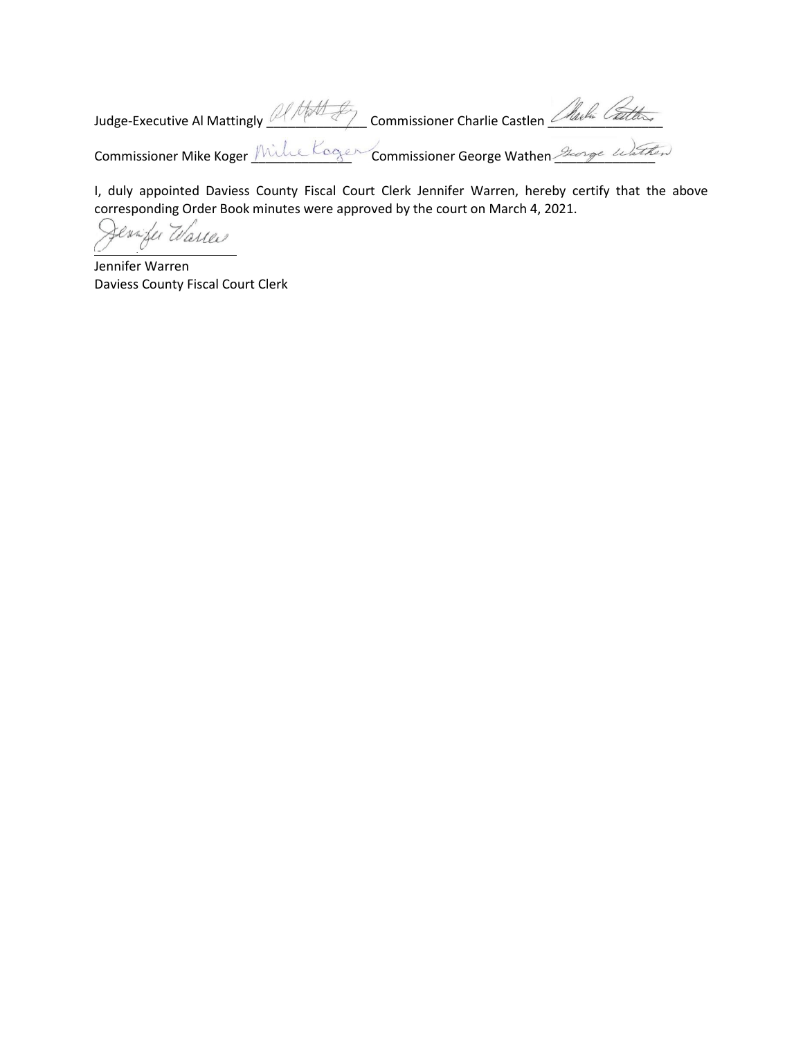Judge-Executive Al Mattingly ______________ Commissioner Charlie Castlen ______________

Commissioner Mike Koger ______________ Commissioner George Wathen ______________

I, duly appointed Daviess County Fiscal Court Clerk Jennifer Warren, hereby certify that the above corresponding Order Book minutes were approved by the court on March 4, 2021.

______________________

Jennifer Warren
Daviess County Fiscal Court Clerk